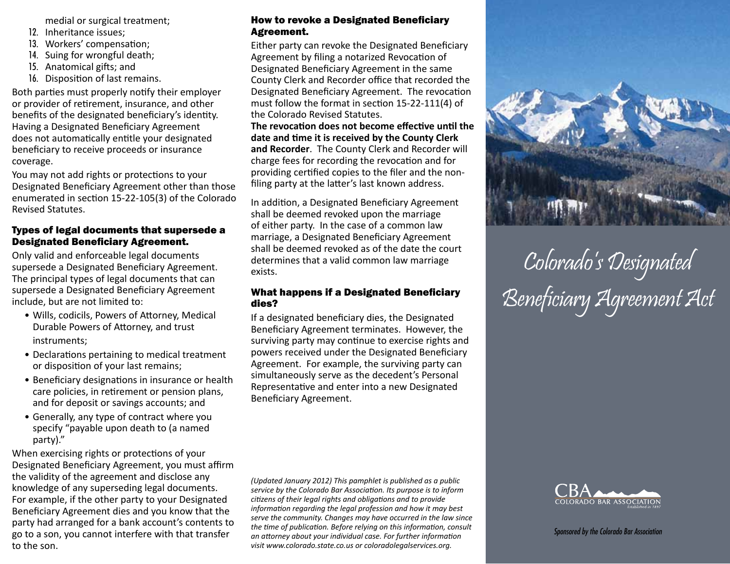medial or surgical treatment;

12. Inheritance issues;
13. Workers' compensation;
14. Suing for wrongful death;
15. Anatomical gifts; and
16. Disposition of last remains.

Both parties must properly notify their employer or provider of retirement, insurance, and other benefits of the designated beneficiary's identity. Having a Designated Beneficiary Agreement does not automatically entitle your designated beneficiary to receive proceeds or insurance coverage.

You may not add rights or protections to your Designated Beneficiary Agreement other than those enumerated in section 15-22-105(3) of the Colorado Revised Statutes.

### Types of legal documents that supersede a Designated Beneficiary Agreement.

Only valid and enforceable legal documents supersede a Designated Beneficiary Agreement. The principal types of legal documents that can supersede a Designated Beneficiary Agreement include, but are not limited to:

- Wills, codicils, Powers of Attorney, Medical Durable Powers of Attorney, and trust instruments;
- Declarations pertaining to medical treatment or disposition of your last remains;
- Beneficiary designations in insurance or health care policies, in retirement or pension plans, and for deposit or savings accounts; and
- Generally, any type of contract where you specify "payable upon death to (a named party)."

When exercising rights or protections of your Designated Beneficiary Agreement, you must affirm the validity of the agreement and disclose any knowledge of any superseding legal documents. For example, if the other party to your Designated Beneficiary Agreement dies and you know that the party had arranged for a bank account's contents to go to a son, you cannot interfere with that transfer to the son.

### How to revoke a Designated Beneficiary Agreement.

Either party can revoke the Designated Beneficiary Agreement by filing a notarized Revocation of Designated Beneficiary Agreement in the same County Clerk and Recorder office that recorded the Designated Beneficiary Agreement. The revocation must follow the format in section 15-22-111(4) of the Colorado Revised Statutes.

**The revocation does not become effective until the date and time it is received by the County Clerk and Recorder**. The County Clerk and Recorder will charge fees for recording the revocation and for providing certified copies to the filer and the non-filing party at the latter's last known address.

In addition, a Designated Beneficiary Agreement shall be deemed revoked upon the marriage of either party. In the case of a common law marriage, a Designated Beneficiary Agreement shall be deemed revoked as of the date the court determines that a valid common law marriage exists.

### What happens if a Designated Beneficiary dies?

If a designated beneficiary dies, the Designated Beneficiary Agreement terminates. However, the surviving party may continue to exercise rights and powers received under the Designated Beneficiary Agreement. For example, the surviving party can simultaneously serve as the decedent's Personal Representative and enter into a new Designated Beneficiary Agreement.

*(Updated January 2012) This pamphlet is published as a public service by the Colorado Bar Association. Its purpose is to inform citizens of their legal rights and obligations and to provide information regarding the legal profession and how it may best serve the community. Changes may have occurred in the law since the time of publication. Before relying on this information, consult an attorney about your individual case. For further information visit www.colorado.state.co.us or coloradolegalservices.org.*

# Colorado's Designated Beneficiary Agreement Act

CBA
COLORADO BAR ASSOCIATION
*Established in 1897*

*Sponsored by the Colorado Bar Association*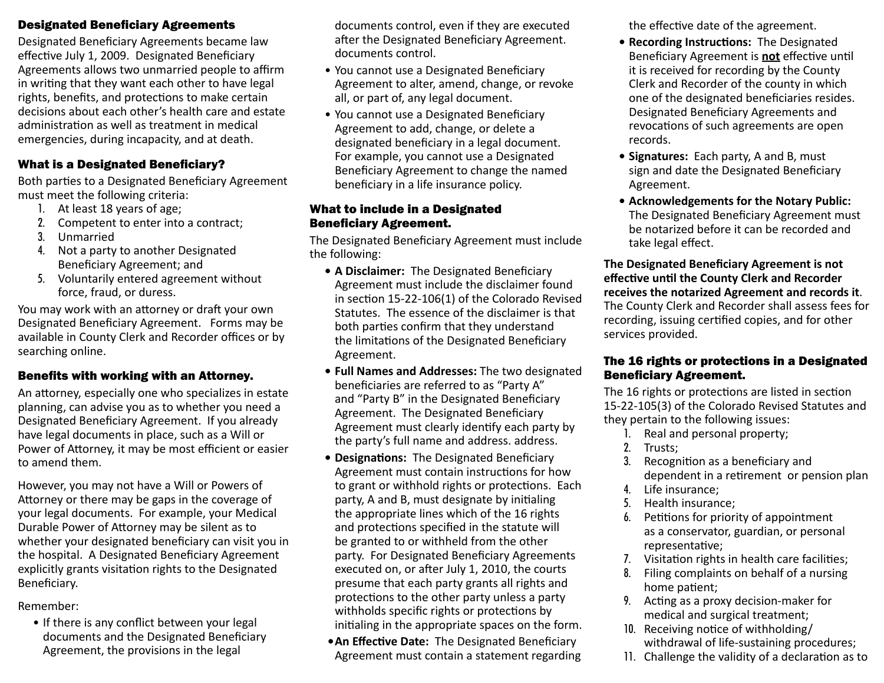## Designated Beneficiary Agreements

Designated Beneficiary Agreements became law effective July 1, 2009. Designated Beneficiary Agreements allows two unmarried people to affirm in writing that they want each other to have legal rights, benefits, and protections to make certain decisions about each other's health care and estate administration as well as treatment in medical emergencies, during incapacity, and at death.

## What is a Designated Beneficiary?

Both parties to a Designated Beneficiary Agreement must meet the following criteria:

1. At least 18 years of age;
2. Competent to enter into a contract;
3. Unmarried
4. Not a party to another Designated Beneficiary Agreement; and
5. Voluntarily entered agreement without force, fraud, or duress.

You may work with an attorney or draft your own Designated Beneficiary Agreement. Forms may be available in County Clerk and Recorder offices or by searching online.

## Benefits with working with an Attorney.

An attorney, especially one who specializes in estate planning, can advise you as to whether you need a Designated Beneficiary Agreement. If you already have legal documents in place, such as a Will or Power of Attorney, it may be most efficient or easier to amend them.

However, you may not have a Will or Powers of Attorney or there may be gaps in the coverage of your legal documents. For example, your Medical Durable Power of Attorney may be silent as to whether your designated beneficiary can visit you in the hospital. A Designated Beneficiary Agreement explicitly grants visitation rights to the Designated Beneficiary.

Remember:

- If there is any conflict between your legal documents and the Designated Beneficiary Agreement, the provisions in the legal documents control, even if they are executed after the Designated Beneficiary Agreement. documents control.
- You cannot use a Designated Beneficiary Agreement to alter, amend, change, or revoke all, or part of, any legal document.
- You cannot use a Designated Beneficiary Agreement to add, change, or delete a designated beneficiary in a legal document. For example, you cannot use a Designated Beneficiary Agreement to change the named beneficiary in a life insurance policy.

## What to include in a Designated Beneficiary Agreement.

The Designated Beneficiary Agreement must include the following:

- **A Disclaimer:** The Designated Beneficiary Agreement must include the disclaimer found in section 15-22-106(1) of the Colorado Revised Statutes. The essence of the disclaimer is that both parties confirm that they understand the limitations of the Designated Beneficiary Agreement.
- **Full Names and Addresses:** The two designated beneficiaries are referred to as "Party A" and "Party B" in the Designated Beneficiary Agreement. The Designated Beneficiary Agreement must clearly identify each party by the party's full name and address. address.
- **Designations:** The Designated Beneficiary Agreement must contain instructions for how to grant or withhold rights or protections. Each party, A and B, must designate by initialing the appropriate lines which of the 16 rights and protections specified in the statute will be granted to or withheld from the other party. For Designated Beneficiary Agreements executed on, or after July 1, 2010, the courts presume that each party grants all rights and protections to the other party unless a party withholds specific rights or protections by initialing in the appropriate spaces on the form.
- **An Effective Date:** The Designated Beneficiary Agreement must contain a statement regarding the effective date of the agreement.
- **Recording Instructions:** The Designated Beneficiary Agreement is **not** effective until it is received for recording by the County Clerk and Recorder of the county in which one of the designated beneficiaries resides. Designated Beneficiary Agreements and revocations of such agreements are open records.
- **Signatures:** Each party, A and B, must sign and date the Designated Beneficiary Agreement.
- **Acknowledgements for the Notary Public:** The Designated Beneficiary Agreement must be notarized before it can be recorded and take legal effect.

**The Designated Beneficiary Agreement is not effective until the County Clerk and Recorder receives the notarized Agreement and records it**. The County Clerk and Recorder shall assess fees for recording, issuing certified copies, and for other services provided.

## The 16 rights or protections in a Designated Beneficiary Agreement.

The 16 rights or protections are listed in section 15-22-105(3) of the Colorado Revised Statutes and they pertain to the following issues:

1. Real and personal property;
2. Trusts;
3. Recognition as a beneficiary and dependent in a retirement or pension plan
4. Life insurance;
5. Health insurance;
6. Petitions for priority of appointment as a conservator, guardian, or personal representative;
7. Visitation rights in health care facilities;
8. Filing complaints on behalf of a nursing home patient;
9. Acting as a proxy decision-maker for medical and surgical treatment;
10. Receiving notice of withholding/ withdrawal of life-sustaining procedures;
11. Challenge the validity of a declaration as to